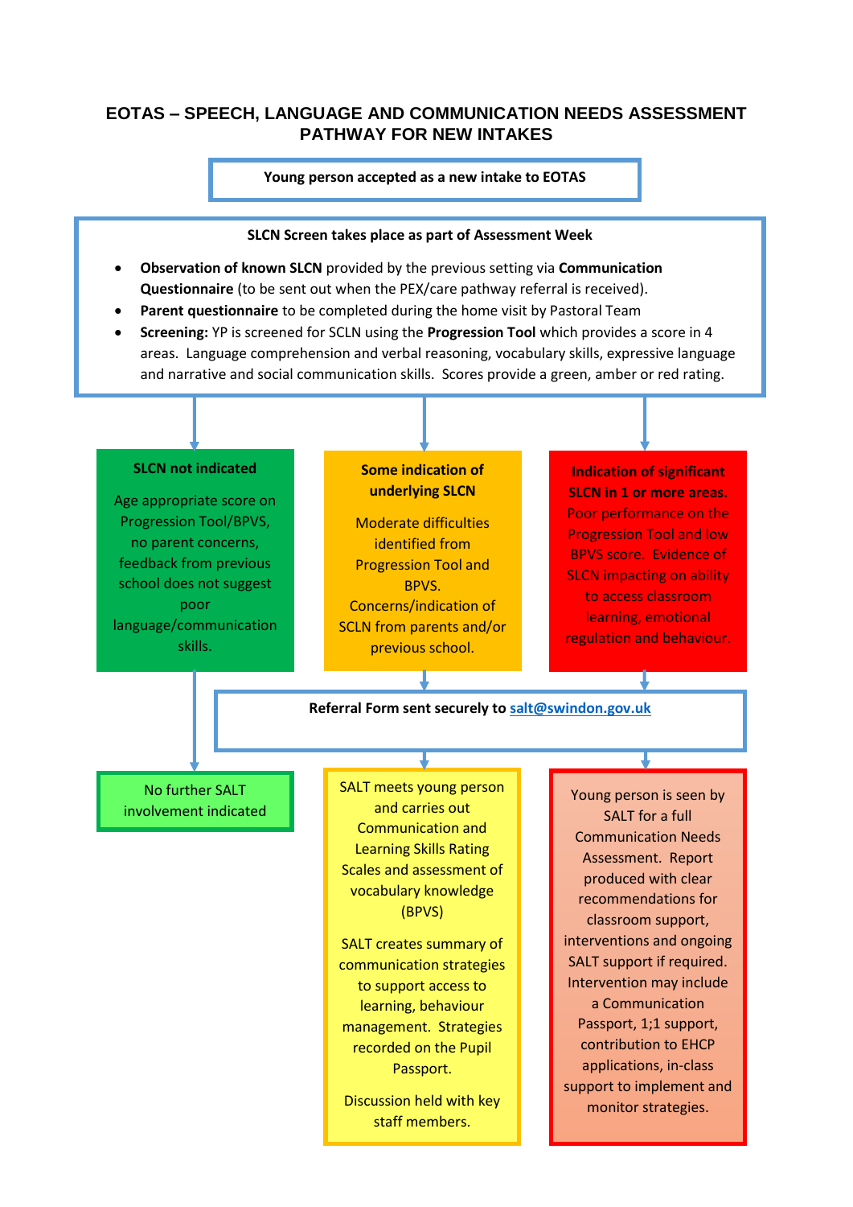# EOTAS – SPEECH, LANGUAGE AND COMMUNICATION NEEDS ASSESSMENT PATHWAY FOR NEW INTAKES

**Young person accepted as a new intake to EOTAS**

**SLCN Screen takes place as part of Assessment Week**

- **Observation of known SLCN** provided by the previous setting via **Communication Questionnaire** (to be sent out when the PEX/care pathway referral is received).
- **Parent questionnaire** to be completed during the home visit by Pastoral Team
- **Screening:** YP is screened for SCLN using the **Progression Tool** which provides a score in 4 areas. Language comprehension and verbal reasoning, vocabulary skills, expressive language and narrative and social communication skills. Scores provide a green, amber or red rating.

**SLCN not indicated**

Age appropriate score on Progression Tool/BPVS, no parent concerns, feedback from previous school does not suggest poor language/communication skills.

→ No further SALT involvement indicated

**Some indication of underlying SLCN**

Moderate difficulties identified from Progression Tool and BPVS. Concerns/indication of SCLN from parents and/or previous school.

**Indication of significant SLCN in 1 or more areas.**

Poor performance on the Progression Tool and low BPVS score. Evidence of SLCN impacting on ability to access classroom learning, emotional regulation and behaviour.

**Referral Form sent securely to salt@swindon.gov.uk**

**Amber pathway:**

SALT meets young person and carries out Communication and Learning Skills Rating Scales and assessment of vocabulary knowledge (BPVS)

SALT creates summary of communication strategies to support access to learning, behaviour management. Strategies recorded on the Pupil Passport.

Discussion held with key staff members.

**Red pathway:**

Young person is seen by SALT for a full Communication Needs Assessment. Report produced with clear recommendations for classroom support, interventions and ongoing SALT support if required. Intervention may include a Communication Passport, 1;1 support, contribution to EHCP applications, in-class support to implement and monitor strategies.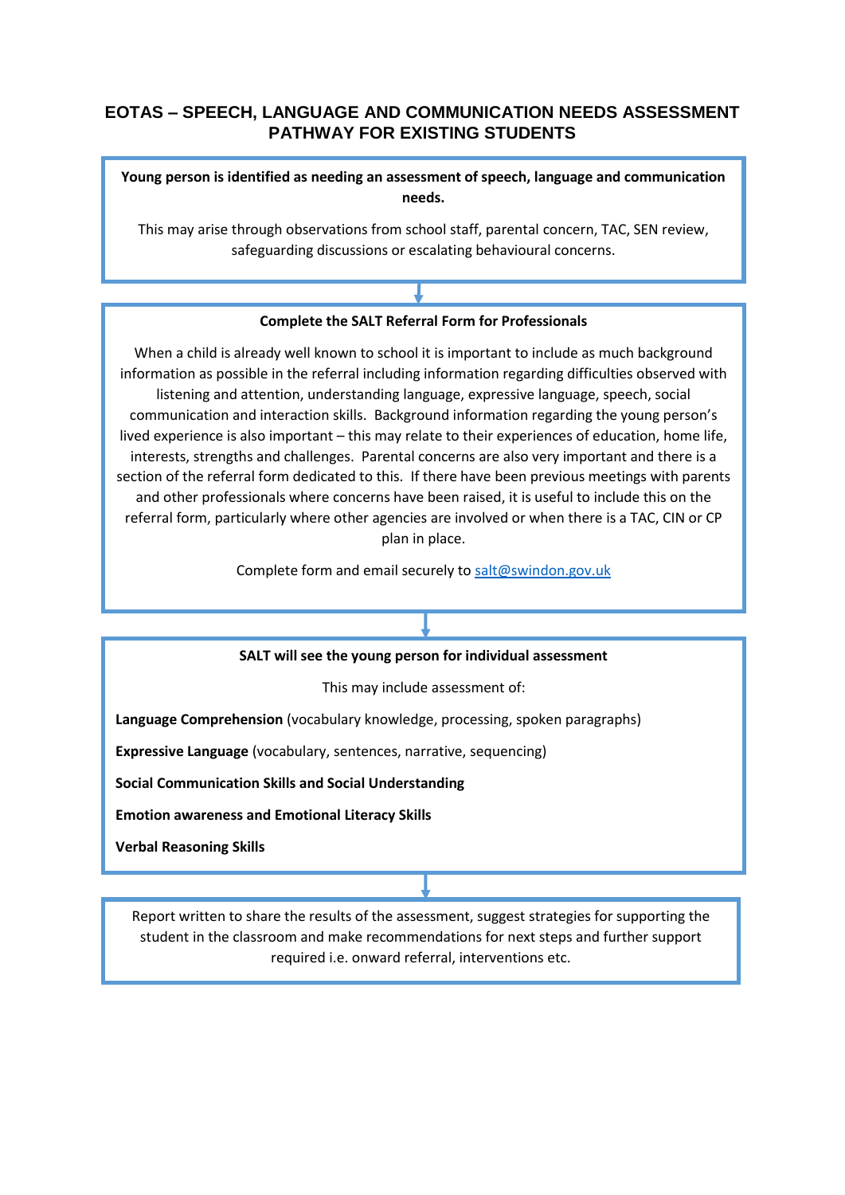## EOTAS – SPEECH, LANGUAGE AND COMMUNICATION NEEDS ASSESSMENT PATHWAY FOR EXISTING STUDENTS

**Young person is identified as needing an assessment of speech, language and communication needs.**

This may arise through observations from school staff, parental concern, TAC, SEN review, safeguarding discussions or escalating behavioural concerns.

↓

**Complete the SALT Referral Form for Professionals**

When a child is already well known to school it is important to include as much background information as possible in the referral including information regarding difficulties observed with listening and attention, understanding language, expressive language, speech, social communication and interaction skills. Background information regarding the young person's lived experience is also important – this may relate to their experiences of education, home life, interests, strengths and challenges. Parental concerns are also very important and there is a section of the referral form dedicated to this. If there have been previous meetings with parents and other professionals where concerns have been raised, it is useful to include this on the referral form, particularly where other agencies are involved or when there is a TAC, CIN or CP plan in place.

Complete form and email securely to salt@swindon.gov.uk

↓

**SALT will see the young person for individual assessment**

This may include assessment of:

**Language Comprehension** (vocabulary knowledge, processing, spoken paragraphs)

**Expressive Language** (vocabulary, sentences, narrative, sequencing)

**Social Communication Skills and Social Understanding**

**Emotion awareness and Emotional Literacy Skills**

**Verbal Reasoning Skills**

↓

Report written to share the results of the assessment, suggest strategies for supporting the student in the classroom and make recommendations for next steps and further support required i.e. onward referral, interventions etc.